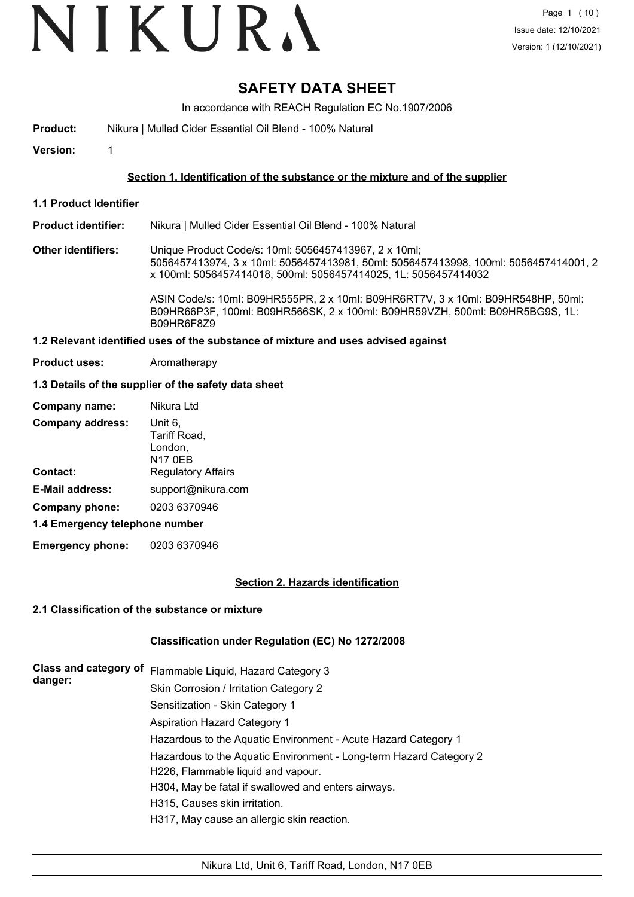# SAFETY DATA SHEET

In accordance with REACH Regulation EC No.1907/2006

**Product:** Nikura | Mulled Cider Essential Oil Blend - 100% Natural

**Version:** 1

## Section 1. Identification of the substance or the mixture and of the supplier

### 1.1 Product Identifier

**Product identifier:** Nikura | Mulled Cider Essential Oil Blend - 100% Natural

**Other identifiers:** Unique Product Code/s: 10ml: 5056457413967, 2 x 10ml; 5056457413974, 3 x 10ml: 5056457413981, 50ml: 5056457413998, 100ml: 5056457414001, 2 x 100ml: 5056457414018, 500ml: 5056457414025, 1L: 5056457414032

ASIN Code/s: 10ml: B09HR555PR, 2 x 10ml: B09HR6RT7V, 3 x 10ml: B09HR548HP, 50ml: B09HR66P3F, 100ml: B09HR566SK, 2 x 100ml: B09HR59VZH, 500ml: B09HR5BG9S, 1L: B09HR6F8Z9

### 1.2 Relevant identified uses of the substance of mixture and uses advised against

**Product uses:** Aromatherapy

### 1.3 Details of the supplier of the safety data sheet

**Company name:** Nikura Ltd

**Company address:** Unit 6, Tariff Road, London, N17 0EB

**Contact:** Regulatory Affairs

**E-Mail address:** support@nikura.com

**Company phone:** 0203 6370946

### 1.4 Emergency telephone number

**Emergency phone:** 0203 6370946

## Section 2. Hazards identification

### 2.1 Classification of the substance or mixture

**Classification under Regulation (EC) No 1272/2008**

**Class and category of danger:**

Flammable Liquid, Hazard Category 3
Skin Corrosion / Irritation Category 2
Sensitization - Skin Category 1
Aspiration Hazard Category 1
Hazardous to the Aquatic Environment - Acute Hazard Category 1
Hazardous to the Aquatic Environment - Long-term Hazard Category 2

H226, Flammable liquid and vapour.
H304, May be fatal if swallowed and enters airways.
H315, Causes skin irritation.
H317, May cause an allergic skin reaction.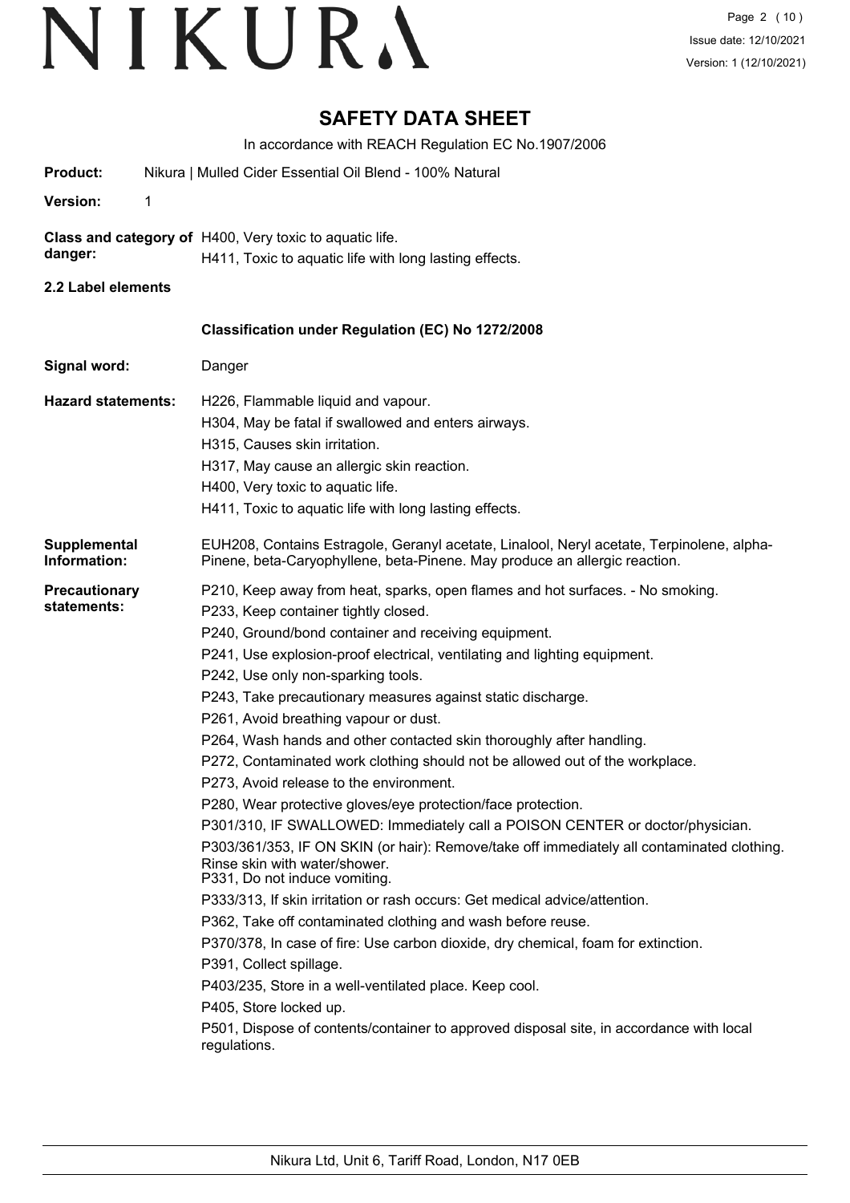# SAFETY DATA SHEET

In accordance with REACH Regulation EC No.1907/2006

**Product:** Nikura | Mulled Cider Essential Oil Blend - 100% Natural

**Version:** 1

**Class and category of danger:** H400, Very toxic to aquatic life.
H411, Toxic to aquatic life with long lasting effects.

**2.2 Label elements**

**Classification under Regulation (EC) No 1272/2008**

**Signal word:** Danger

**Hazard statements:**
H226, Flammable liquid and vapour.
H304, May be fatal if swallowed and enters airways.
H315, Causes skin irritation.
H317, May cause an allergic skin reaction.
H400, Very toxic to aquatic life.
H411, Toxic to aquatic life with long lasting effects.

**Supplemental Information:** EUH208, Contains Estragole, Geranyl acetate, Linalool, Neryl acetate, Terpinolene, alpha-Pinene, beta-Caryophyllene, beta-Pinene. May produce an allergic reaction.

**Precautionary statements:**
P210, Keep away from heat, sparks, open flames and hot surfaces. - No smoking.
P233, Keep container tightly closed.
P240, Ground/bond container and receiving equipment.
P241, Use explosion-proof electrical, ventilating and lighting equipment.
P242, Use only non-sparking tools.
P243, Take precautionary measures against static discharge.
P261, Avoid breathing vapour or dust.
P264, Wash hands and other contacted skin thoroughly after handling.
P272, Contaminated work clothing should not be allowed out of the workplace.
P273, Avoid release to the environment.
P280, Wear protective gloves/eye protection/face protection.
P301/310, IF SWALLOWED: Immediately call a POISON CENTER or doctor/physician.
P303/361/353, IF ON SKIN (or hair): Remove/take off immediately all contaminated clothing. Rinse skin with water/shower.
P331, Do not induce vomiting.
P333/313, If skin irritation or rash occurs: Get medical advice/attention.
P362, Take off contaminated clothing and wash before reuse.
P370/378, In case of fire: Use carbon dioxide, dry chemical, foam for extinction.
P391, Collect spillage.
P403/235, Store in a well-ventilated place. Keep cool.
P405, Store locked up.
P501, Dispose of contents/container to approved disposal site, in accordance with local regulations.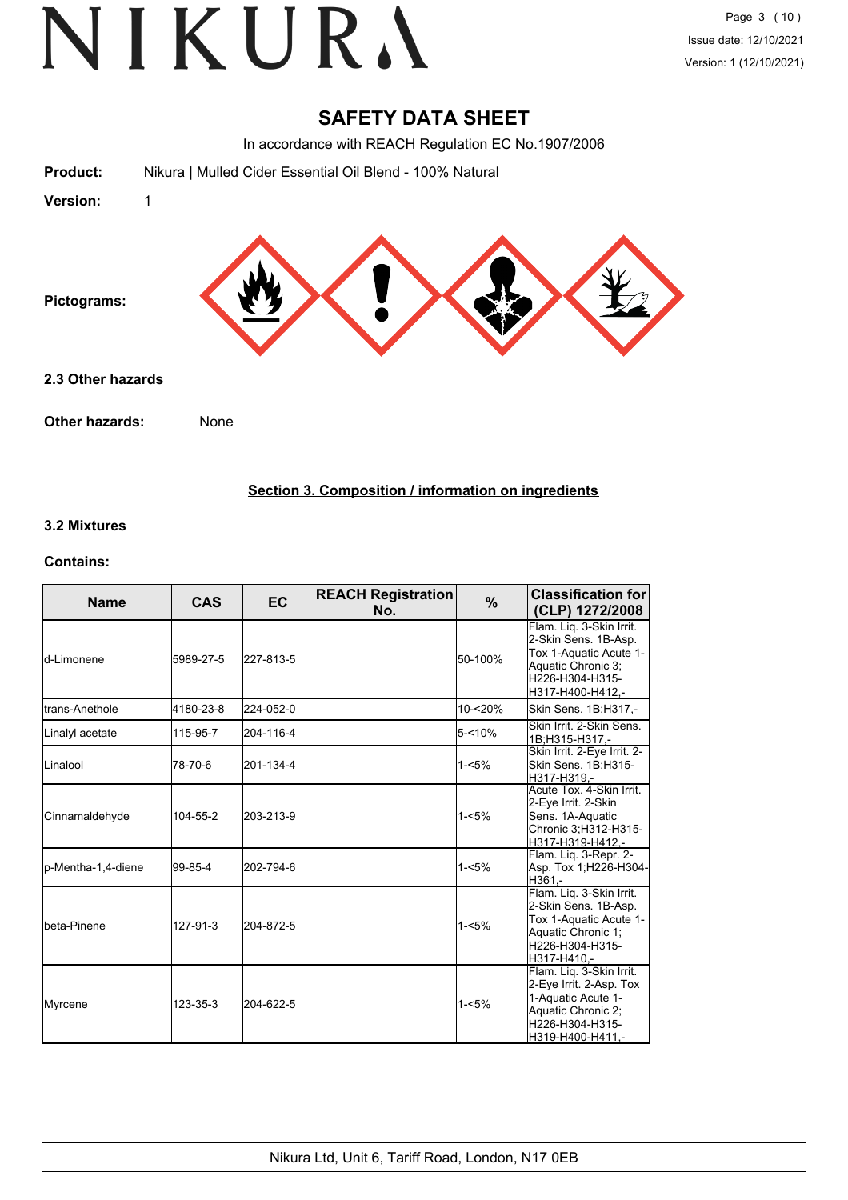# SAFETY DATA SHEET

In accordance with REACH Regulation EC No.1907/2006

**Product:** Nikura | Mulled Cider Essential Oil Blend - 100% Natural

**Version:** 1

**Pictograms:**

### 2.3 Other hazards

**Other hazards:** None

## Section 3. Composition / information on ingredients

### 3.2 Mixtures

**Contains:**

| Name | CAS | EC | REACH Registration No. | % | Classification for (CLP) 1272/2008 |
|---|---|---|---|---|---|
| d-Limonene | 5989-27-5 | 227-813-5 | | 50-100% | Flam. Liq. 3-Skin Irrit. 2-Skin Sens. 1B-Asp. Tox 1-Aquatic Acute 1-Aquatic Chronic 3; H226-H304-H315-H317-H400-H412,- |
| trans-Anethole | 4180-23-8 | 224-052-0 | | 10-<20% | Skin Sens. 1B;H317,- |
| Linalyl acetate | 115-95-7 | 204-116-4 | | 5-<10% | Skin Irrit. 2-Skin Sens. 1B;H315-H317,- |
| Linalool | 78-70-6 | 201-134-4 | | 1-<5% | Skin Irrit. 2-Eye Irrit. 2-Skin Sens. 1B;H315-H317-H319,- |
| Cinnamaldehyde | 104-55-2 | 203-213-9 | | 1-<5% | Acute Tox. 4-Skin Irrit. 2-Eye Irrit. 2-Skin Sens. 1A-Aquatic Chronic 3;H312-H315-H317-H319-H412,- |
| p-Mentha-1,4-diene | 99-85-4 | 202-794-6 | | 1-<5% | Flam. Liq. 3-Repr. 2-Asp. Tox 1;H226-H304-H361,- |
| beta-Pinene | 127-91-3 | 204-872-5 | | 1-<5% | Flam. Liq. 3-Skin Irrit. 2-Skin Sens. 1B-Asp. Tox 1-Aquatic Acute 1-Aquatic Chronic 1; H226-H304-H315-H317-H410,- |
| Myrcene | 123-35-3 | 204-622-5 | | 1-<5% | Flam. Liq. 3-Skin Irrit. 2-Eye Irrit. 2-Asp. Tox 1-Aquatic Acute 1-Aquatic Chronic 2; H226-H304-H315-H319-H400-H411,- |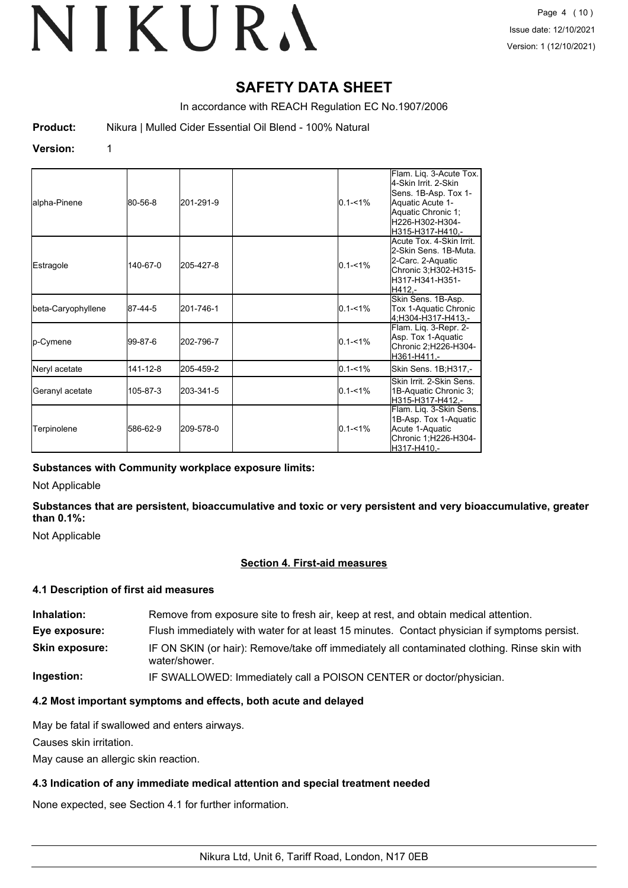# SAFETY DATA SHEET

In accordance with REACH Regulation EC No.1907/2006

**Product:** Nikura | Mulled Cider Essential Oil Blend - 100% Natural

**Version:** 1

| | | | | | |
|---|---|---|---|---|---|
| alpha-Pinene | 80-56-8 | 201-291-9 | | 0.1-<1% | Flam. Liq. 3-Acute Tox. 4-Skin Irrit. 2-Skin Sens. 1B-Asp. Tox 1-Aquatic Acute 1-Aquatic Chronic 1;H226-H302-H304-H315-H317-H410,- |
| Estragole | 140-67-0 | 205-427-8 | | 0.1-<1% | Acute Tox. 4-Skin Irrit. 2-Skin Sens. 1B-Muta. 2-Carc. 2-Aquatic Chronic 3;H302-H315-H317-H341-H351-H412,- |
| beta-Caryophyllene | 87-44-5 | 201-746-1 | | 0.1-<1% | Skin Sens. 1B-Asp. Tox 1-Aquatic Chronic 4;H304-H317-H413,- |
| p-Cymene | 99-87-6 | 202-796-7 | | 0.1-<1% | Flam. Liq. 3-Repr. 2-Asp. Tox 1-Aquatic Chronic 2;H226-H304-H361-H411,- |
| Neryl acetate | 141-12-8 | 205-459-2 | | 0.1-<1% | Skin Sens. 1B;H317,- |
| Geranyl acetate | 105-87-3 | 203-341-5 | | 0.1-<1% | Skin Irrit. 2-Skin Sens. 1B-Aquatic Chronic 3;H315-H317-H412,- |
| Terpinolene | 586-62-9 | 209-578-0 | | 0.1-<1% | Flam. Liq. 3-Skin Sens. 1B-Asp. Tox 1-Aquatic Acute 1-Aquatic Chronic 1;H226-H304-H317-H410,- |

**Substances with Community workplace exposure limits:**

Not Applicable

**Substances that are persistent, bioaccumulative and toxic or very persistent and very bioaccumulative, greater than 0.1%:**

Not Applicable

## Section 4. First-aid measures

### 4.1 Description of first aid measures

**Inhalation:** Remove from exposure site to fresh air, keep at rest, and obtain medical attention.

**Eye exposure:** Flush immediately with water for at least 15 minutes. Contact physician if symptoms persist.

**Skin exposure:** IF ON SKIN (or hair): Remove/take off immediately all contaminated clothing. Rinse skin with water/shower.

**Ingestion:** IF SWALLOWED: Immediately call a POISON CENTER or doctor/physician.

### 4.2 Most important symptoms and effects, both acute and delayed

May be fatal if swallowed and enters airways.

Causes skin irritation.

May cause an allergic skin reaction.

### 4.3 Indication of any immediate medical attention and special treatment needed

None expected, see Section 4.1 for further information.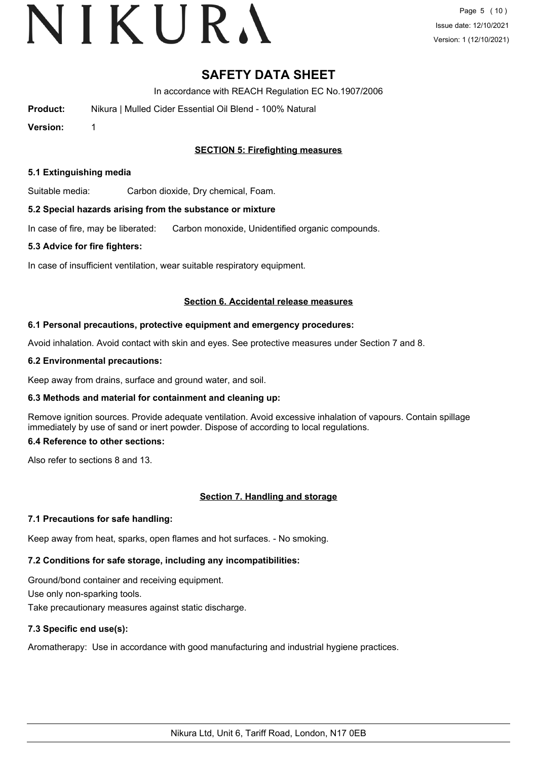# SAFETY DATA SHEET

In accordance with REACH Regulation EC No.1907/2006

**Product:** Nikura | Mulled Cider Essential Oil Blend - 100% Natural

**Version:** 1

## SECTION 5: Firefighting measures

### 5.1 Extinguishing media

Suitable media: Carbon dioxide, Dry chemical, Foam.

### 5.2 Special hazards arising from the substance or mixture

In case of fire, may be liberated: Carbon monoxide, Unidentified organic compounds.

### 5.3 Advice for fire fighters:

In case of insufficient ventilation, wear suitable respiratory equipment.

## Section 6. Accidental release measures

### 6.1 Personal precautions, protective equipment and emergency procedures:

Avoid inhalation. Avoid contact with skin and eyes. See protective measures under Section 7 and 8.

### 6.2 Environmental precautions:

Keep away from drains, surface and ground water, and soil.

### 6.3 Methods and material for containment and cleaning up:

Remove ignition sources. Provide adequate ventilation. Avoid excessive inhalation of vapours. Contain spillage immediately by use of sand or inert powder. Dispose of according to local regulations.

### 6.4 Reference to other sections:

Also refer to sections 8 and 13.

## Section 7. Handling and storage

### 7.1 Precautions for safe handling:

Keep away from heat, sparks, open flames and hot surfaces. - No smoking.

### 7.2 Conditions for safe storage, including any incompatibilities:

Ground/bond container and receiving equipment.

Use only non-sparking tools.

Take precautionary measures against static discharge.

### 7.3 Specific end use(s):

Aromatherapy: Use in accordance with good manufacturing and industrial hygiene practices.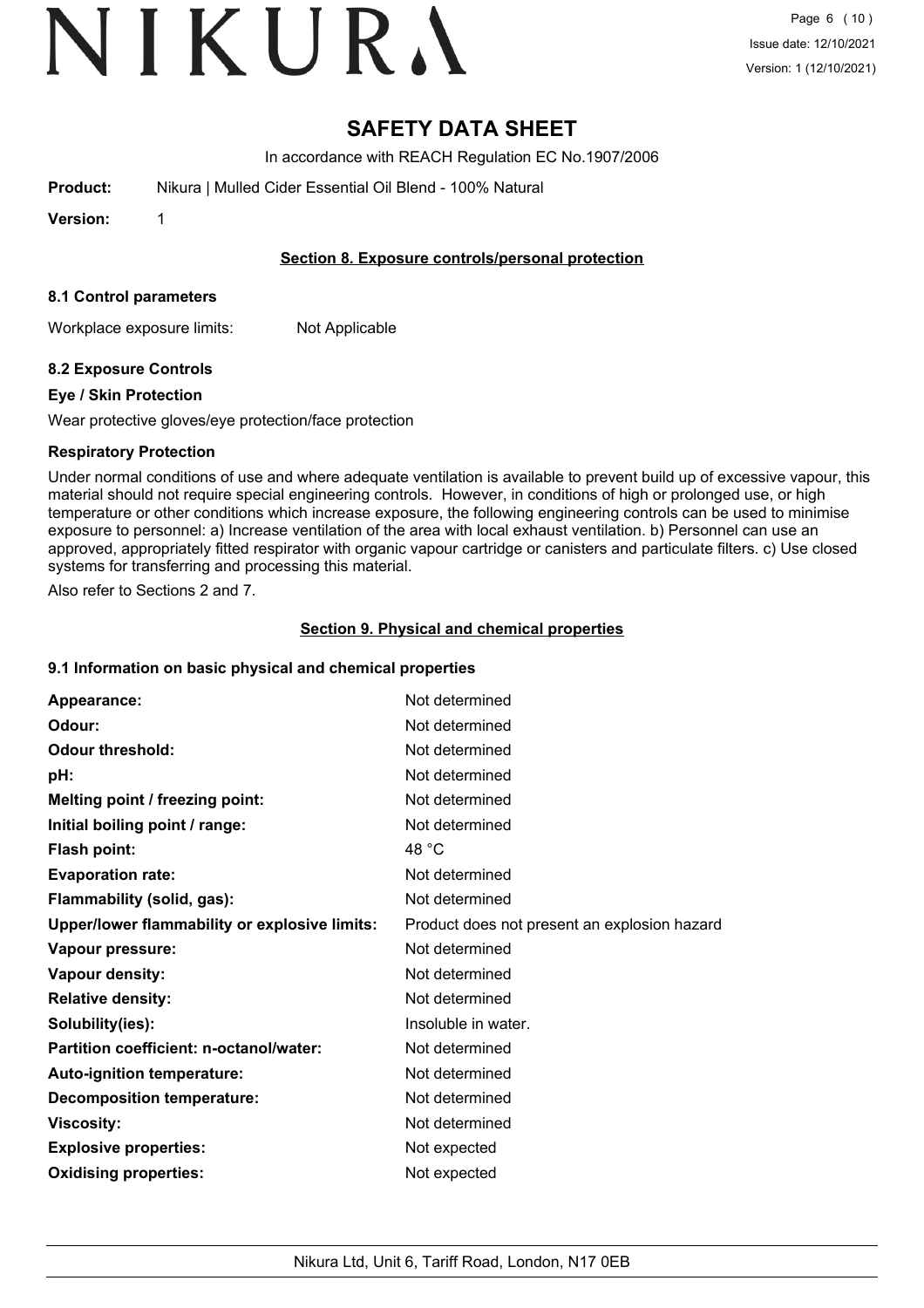# SAFETY DATA SHEET

In accordance with REACH Regulation EC No.1907/2006

**Product:** Nikura | Mulled Cider Essential Oil Blend - 100% Natural

**Version:** 1

## Section 8. Exposure controls/personal protection

### 8.1 Control parameters

Workplace exposure limits: Not Applicable

### 8.2 Exposure Controls

**Eye / Skin Protection**

Wear protective gloves/eye protection/face protection

**Respiratory Protection**

Under normal conditions of use and where adequate ventilation is available to prevent build up of excessive vapour, this material should not require special engineering controls. However, in conditions of high or prolonged use, or high temperature or other conditions which increase exposure, the following engineering controls can be used to minimise exposure to personnel: a) Increase ventilation of the area with local exhaust ventilation. b) Personnel can use an approved, appropriately fitted respirator with organic vapour cartridge or canisters and particulate filters. c) Use closed systems for transferring and processing this material.

Also refer to Sections 2 and 7.

## Section 9. Physical and chemical properties

### 9.1 Information on basic physical and chemical properties

| | |
|---|---|
| **Appearance:** | Not determined |
| **Odour:** | Not determined |
| **Odour threshold:** | Not determined |
| **pH:** | Not determined |
| **Melting point / freezing point:** | Not determined |
| **Initial boiling point / range:** | Not determined |
| **Flash point:** | 48 °C |
| **Evaporation rate:** | Not determined |
| **Flammability (solid, gas):** | Not determined |
| **Upper/lower flammability or explosive limits:** | Product does not present an explosion hazard |
| **Vapour pressure:** | Not determined |
| **Vapour density:** | Not determined |
| **Relative density:** | Not determined |
| **Solubility(ies):** | Insoluble in water. |
| **Partition coefficient: n-octanol/water:** | Not determined |
| **Auto-ignition temperature:** | Not determined |
| **Decomposition temperature:** | Not determined |
| **Viscosity:** | Not determined |
| **Explosive properties:** | Not expected |
| **Oxidising properties:** | Not expected |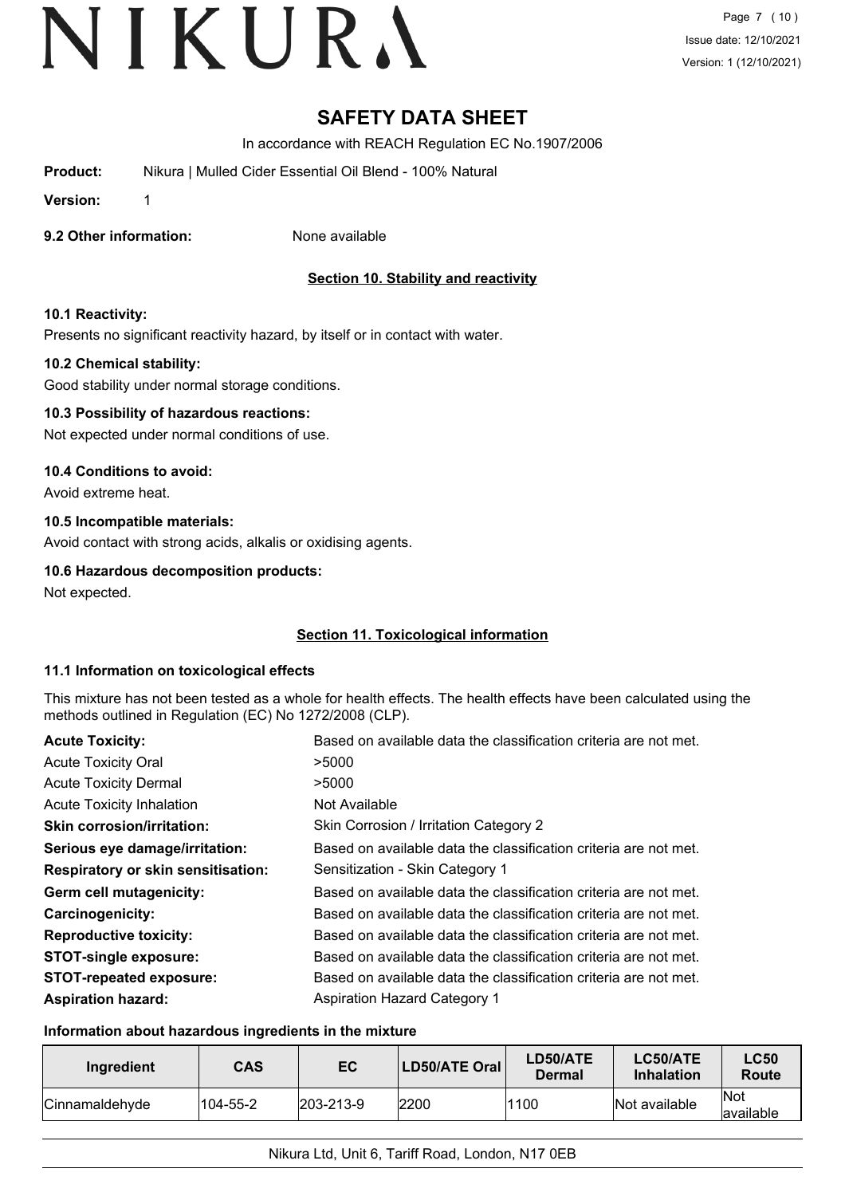# SAFETY DATA SHEET

In accordance with REACH Regulation EC No.1907/2006

**Product:** Nikura | Mulled Cider Essential Oil Blend - 100% Natural

**Version:** 1

**9.2 Other information:** None available

## Section 10. Stability and reactivity

**10.1 Reactivity:**

Presents no significant reactivity hazard, by itself or in contact with water.

**10.2 Chemical stability:**

Good stability under normal storage conditions.

**10.3 Possibility of hazardous reactions:**

Not expected under normal conditions of use.

**10.4 Conditions to avoid:**

Avoid extreme heat.

**10.5 Incompatible materials:**

Avoid contact with strong acids, alkalis or oxidising agents.

**10.6 Hazardous decomposition products:**

Not expected.

## Section 11. Toxicological information

**11.1 Information on toxicological effects**

This mixture has not been tested as a whole for health effects. The health effects have been calculated using the methods outlined in Regulation (EC) No 1272/2008 (CLP).

**Acute Toxicity:** Based on available data the classification criteria are not met.

Acute Toxicity Oral: >5000

Acute Toxicity Dermal: >5000

Acute Toxicity Inhalation: Not Available

**Skin corrosion/irritation:** Skin Corrosion / Irritation Category 2

**Serious eye damage/irritation:** Based on available data the classification criteria are not met.

**Respiratory or skin sensitisation:** Sensitization - Skin Category 1

**Germ cell mutagenicity:** Based on available data the classification criteria are not met.

**Carcinogenicity:** Based on available data the classification criteria are not met.

**Reproductive toxicity:** Based on available data the classification criteria are not met.

**STOT-single exposure:** Based on available data the classification criteria are not met.

**STOT-repeated exposure:** Based on available data the classification criteria are not met.

**Aspiration hazard:** Aspiration Hazard Category 1

**Information about hazardous ingredients in the mixture**

| Ingredient | CAS | EC | LD50/ATE Oral | LD50/ATE Dermal | LC50/ATE Inhalation | LC50 Route |
|---|---|---|---|---|---|---|
| Cinnamaldehyde | 104-55-2 | 203-213-9 | 2200 | 1100 | Not available | Not available |

Nikura Ltd, Unit 6, Tariff Road, London, N17 0EB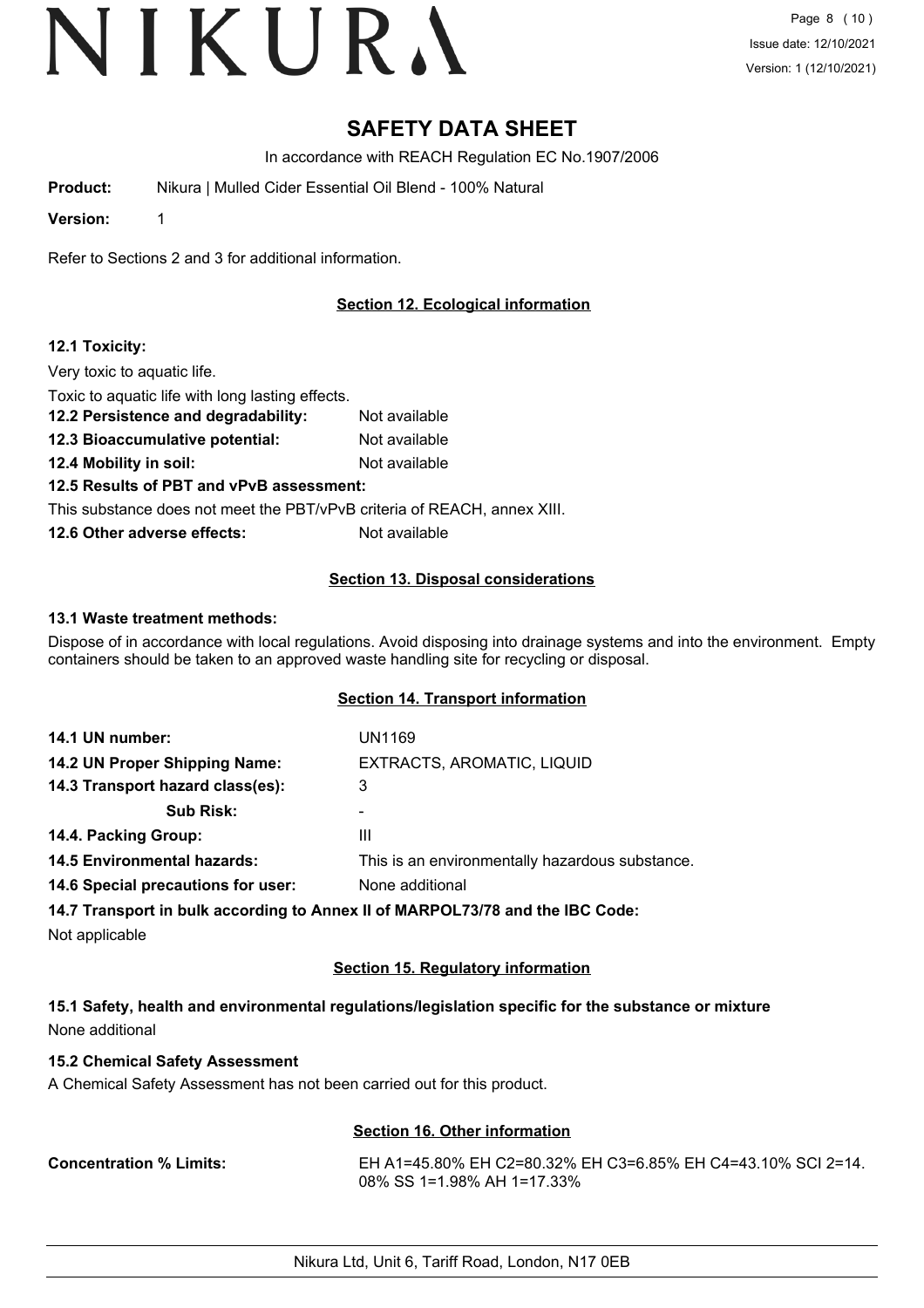# SAFETY DATA SHEET

In accordance with REACH Regulation EC No.1907/2006

**Product:** Nikura | Mulled Cider Essential Oil Blend - 100% Natural

**Version:** 1

Refer to Sections 2 and 3 for additional information.

## Section 12. Ecological information

**12.1 Toxicity:**

Very toxic to aquatic life.

Toxic to aquatic life with long lasting effects.

**12.2 Persistence and degradability:** Not available

**12.3 Bioaccumulative potential:** Not available

**12.4 Mobility in soil:** Not available

**12.5 Results of PBT and vPvB assessment:**

This substance does not meet the PBT/vPvB criteria of REACH, annex XIII.

**12.6 Other adverse effects:** Not available

## Section 13. Disposal considerations

**13.1 Waste treatment methods:**

Dispose of in accordance with local regulations. Avoid disposing into drainage systems and into the environment. Empty containers should be taken to an approved waste handling site for recycling or disposal.

## Section 14. Transport information

**14.1 UN number:** UN1169

**14.2 UN Proper Shipping Name:** EXTRACTS, AROMATIC, LIQUID

**14.3 Transport hazard class(es):** 3

**Sub Risk:** -

**14.4. Packing Group:** III

**14.5 Environmental hazards:** This is an environmentally hazardous substance.

**14.6 Special precautions for user:** None additional

**14.7 Transport in bulk according to Annex II of MARPOL73/78 and the IBC Code:**

Not applicable

## Section 15. Regulatory information

**15.1 Safety, health and environmental regulations/legislation specific for the substance or mixture**

None additional

**15.2 Chemical Safety Assessment**

A Chemical Safety Assessment has not been carried out for this product.

## Section 16. Other information

**Concentration % Limits:** EH A1=45.80% EH C2=80.32% EH C3=6.85% EH C4=43.10% SCI 2=14.08% SS 1=1.98% AH 1=17.33%

Nikura Ltd, Unit 6, Tariff Road, London, N17 0EB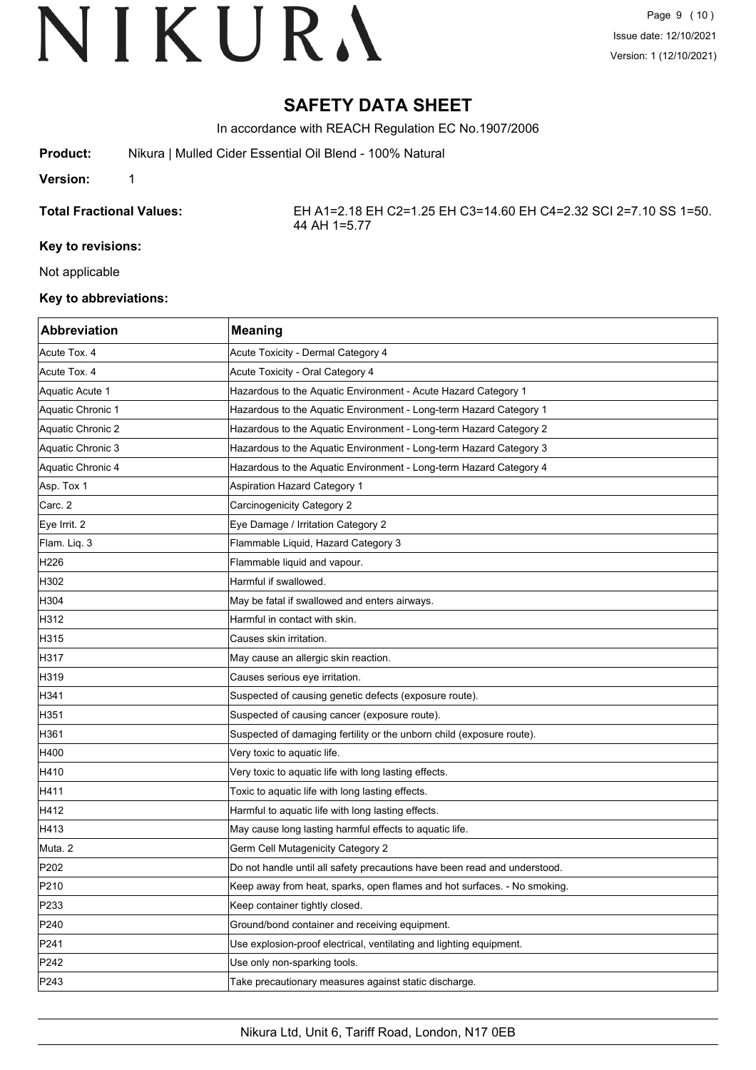# SAFETY DATA SHEET

In accordance with REACH Regulation EC No.1907/2006

**Product:** Nikura | Mulled Cider Essential Oil Blend - 100% Natural

**Version:** 1

**Total Fractional Values:** EH A1=2.18 EH C2=1.25 EH C3=14.60 EH C4=2.32 SCI 2=7.10 SS 1=50.44 AH 1=5.77

**Key to revisions:**

Not applicable

**Key to abbreviations:**

| Abbreviation | Meaning |
|---|---|
| Acute Tox. 4 | Acute Toxicity - Dermal Category 4 |
| Acute Tox. 4 | Acute Toxicity - Oral Category 4 |
| Aquatic Acute 1 | Hazardous to the Aquatic Environment - Acute Hazard Category 1 |
| Aquatic Chronic 1 | Hazardous to the Aquatic Environment - Long-term Hazard Category 1 |
| Aquatic Chronic 2 | Hazardous to the Aquatic Environment - Long-term Hazard Category 2 |
| Aquatic Chronic 3 | Hazardous to the Aquatic Environment - Long-term Hazard Category 3 |
| Aquatic Chronic 4 | Hazardous to the Aquatic Environment - Long-term Hazard Category 4 |
| Asp. Tox 1 | Aspiration Hazard Category 1 |
| Carc. 2 | Carcinogenicity Category 2 |
| Eye Irrit. 2 | Eye Damage / Irritation Category 2 |
| Flam. Liq. 3 | Flammable Liquid, Hazard Category 3 |
| H226 | Flammable liquid and vapour. |
| H302 | Harmful if swallowed. |
| H304 | May be fatal if swallowed and enters airways. |
| H312 | Harmful in contact with skin. |
| H315 | Causes skin irritation. |
| H317 | May cause an allergic skin reaction. |
| H319 | Causes serious eye irritation. |
| H341 | Suspected of causing genetic defects (exposure route). |
| H351 | Suspected of causing cancer (exposure route). |
| H361 | Suspected of damaging fertility or the unborn child (exposure route). |
| H400 | Very toxic to aquatic life. |
| H410 | Very toxic to aquatic life with long lasting effects. |
| H411 | Toxic to aquatic life with long lasting effects. |
| H412 | Harmful to aquatic life with long lasting effects. |
| H413 | May cause long lasting harmful effects to aquatic life. |
| Muta. 2 | Germ Cell Mutagenicity Category 2 |
| P202 | Do not handle until all safety precautions have been read and understood. |
| P210 | Keep away from heat, sparks, open flames and hot surfaces. - No smoking. |
| P233 | Keep container tightly closed. |
| P240 | Ground/bond container and receiving equipment. |
| P241 | Use explosion-proof electrical, ventilating and lighting equipment. |
| P242 | Use only non-sparking tools. |
| P243 | Take precautionary measures against static discharge. |

Nikura Ltd, Unit 6, Tariff Road, London, N17 0EB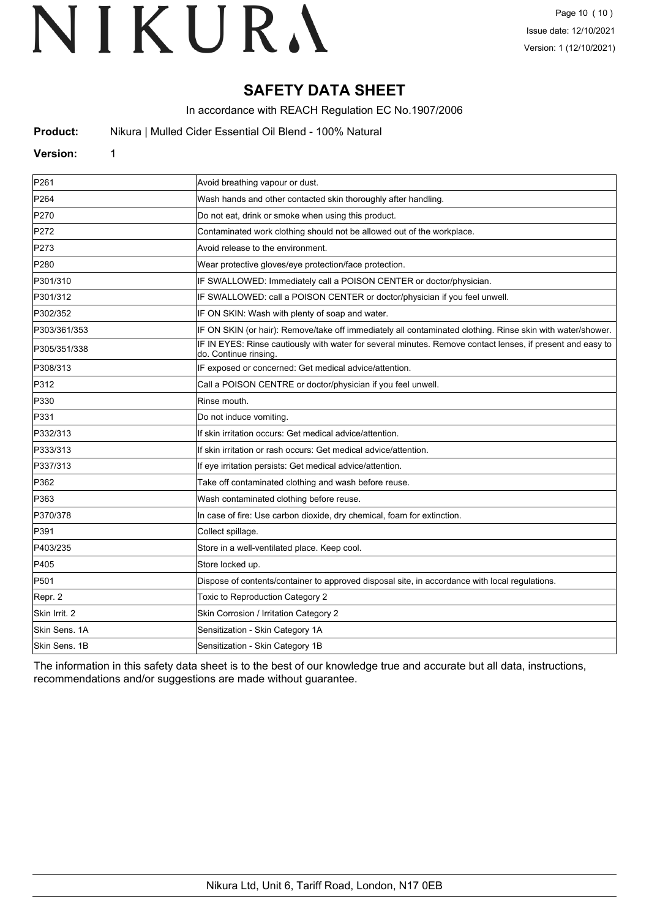# SAFETY DATA SHEET

In accordance with REACH Regulation EC No.1907/2006

**Product:** Nikura | Mulled Cider Essential Oil Blend - 100% Natural

**Version:** 1

| | |
|---|---|
| P261 | Avoid breathing vapour or dust. |
| P264 | Wash hands and other contacted skin thoroughly after handling. |
| P270 | Do not eat, drink or smoke when using this product. |
| P272 | Contaminated work clothing should not be allowed out of the workplace. |
| P273 | Avoid release to the environment. |
| P280 | Wear protective gloves/eye protection/face protection. |
| P301/310 | IF SWALLOWED: Immediately call a POISON CENTER or doctor/physician. |
| P301/312 | IF SWALLOWED: call a POISON CENTER or doctor/physician if you feel unwell. |
| P302/352 | IF ON SKIN: Wash with plenty of soap and water. |
| P303/361/353 | IF ON SKIN (or hair): Remove/take off immediately all contaminated clothing. Rinse skin with water/shower. |
| P305/351/338 | IF IN EYES: Rinse cautiously with water for several minutes. Remove contact lenses, if present and easy to do. Continue rinsing. |
| P308/313 | IF exposed or concerned: Get medical advice/attention. |
| P312 | Call a POISON CENTRE or doctor/physician if you feel unwell. |
| P330 | Rinse mouth. |
| P331 | Do not induce vomiting. |
| P332/313 | If skin irritation occurs: Get medical advice/attention. |
| P333/313 | If skin irritation or rash occurs: Get medical advice/attention. |
| P337/313 | If eye irritation persists: Get medical advice/attention. |
| P362 | Take off contaminated clothing and wash before reuse. |
| P363 | Wash contaminated clothing before reuse. |
| P370/378 | In case of fire: Use carbon dioxide, dry chemical, foam for extinction. |
| P391 | Collect spillage. |
| P403/235 | Store in a well-ventilated place. Keep cool. |
| P405 | Store locked up. |
| P501 | Dispose of contents/container to approved disposal site, in accordance with local regulations. |
| Repr. 2 | Toxic to Reproduction Category 2 |
| Skin Irrit. 2 | Skin Corrosion / Irritation Category 2 |
| Skin Sens. 1A | Sensitization - Skin Category 1A |
| Skin Sens. 1B | Sensitization - Skin Category 1B |

The information in this safety data sheet is to the best of our knowledge true and accurate but all data, instructions, recommendations and/or suggestions are made without guarantee.